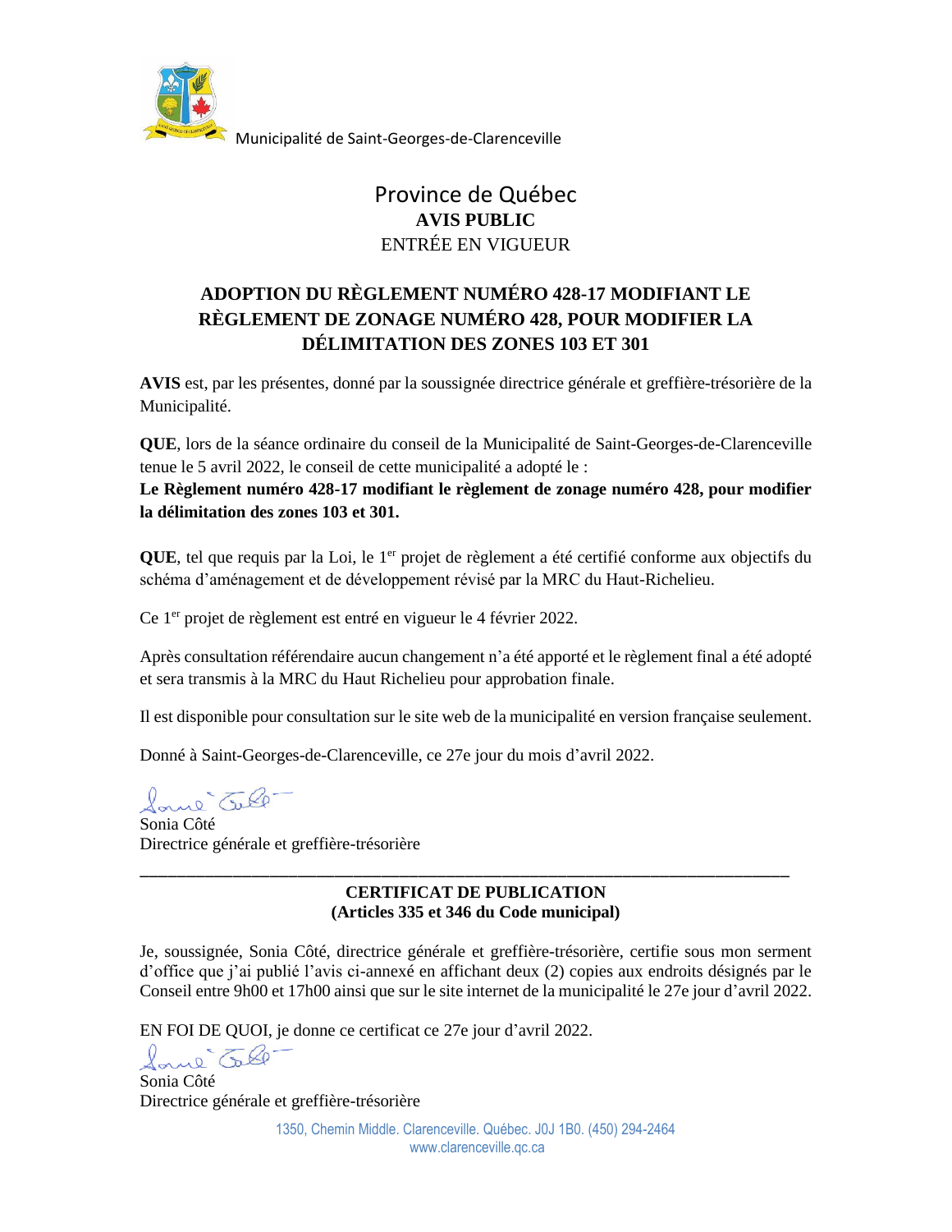Municipalité de Saint-Georges-de-Clarenceville

# Province de Québec

## AVIS PUBLIC

ENTRÉE EN VIGUEUR

## ADOPTION DU RÈGLEMENT NUMÉRO 428-17 MODIFIANT LE RÈGLEMENT DE ZONAGE NUMÉRO 428, POUR MODIFIER LA DÉLIMITATION DES ZONES 103 ET 301

**AVIS** est, par les présentes, donné par la soussignée directrice générale et greffière-trésorière de la Municipalité.

**QUE**, lors de la séance ordinaire du conseil de la Municipalité de Saint-Georges-de-Clarenceville tenue le 5 avril 2022, le conseil de cette municipalité a adopté le :
**Le Règlement numéro 428-17 modifiant le règlement de zonage numéro 428, pour modifier la délimitation des zones 103 et 301.**

**QUE**, tel que requis par la Loi, le 1er projet de règlement a été certifié conforme aux objectifs du schéma d'aménagement et de développement révisé par la MRC du Haut-Richelieu.

Ce 1er projet de règlement est entré en vigueur le 4 février 2022.

Après consultation référendaire aucun changement n'a été apporté et le règlement final a été adopté et sera transmis à la MRC du Haut Richelieu pour approbation finale.

Il est disponible pour consultation sur le site web de la municipalité en version française seulement.

Donné à Saint-Georges-de-Clarenceville, ce 27e jour du mois d'avril 2022.

Sonia Côté
Directrice générale et greffière-trésorière

---

### CERTIFICAT DE PUBLICATION
### (Articles 335 et 346 du Code municipal)

Je, soussignée, Sonia Côté, directrice générale et greffière-trésorière, certifie sous mon serment d'office que j'ai publié l'avis ci-annexé en affichant deux (2) copies aux endroits désignés par le Conseil entre 9h00 et 17h00 ainsi que sur le site internet de la municipalité le 27e jour d'avril 2022.

EN FOI DE QUOI, je donne ce certificat ce 27e jour d'avril 2022.

Sonia Côté
Directrice générale et greffière-trésorière

1350, Chemin Middle. Clarenceville. Québec. J0J 1B0. (450) 294-2464
www.clarenceville.qc.ca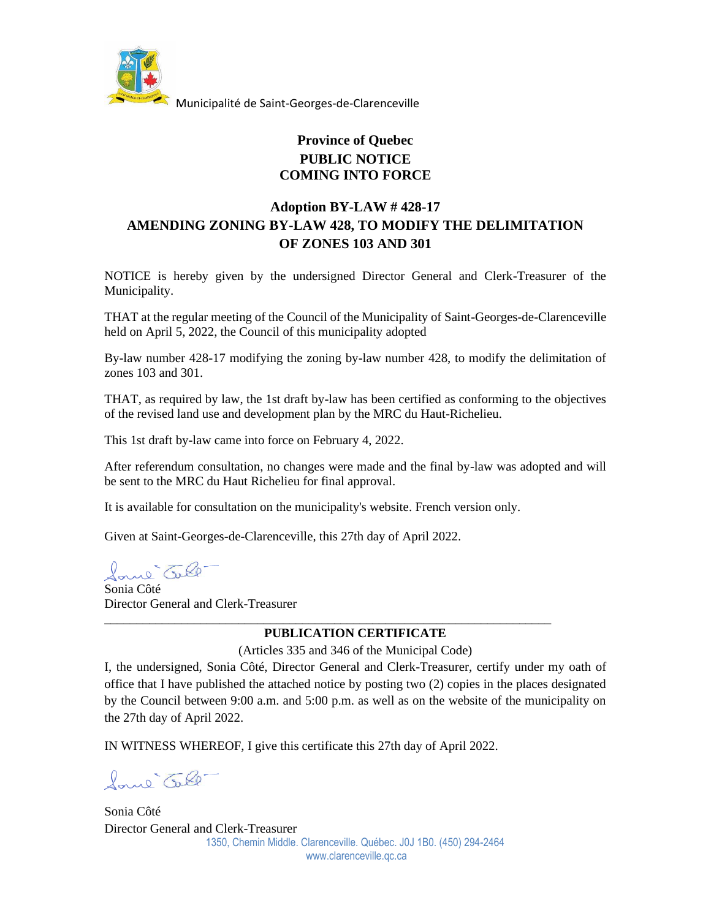Municipalité de Saint-Georges-de-Clarenceville

**Province of Quebec**
**PUBLIC NOTICE**
**COMING INTO FORCE**

## Adoption BY-LAW # 428-17
## AMENDING ZONING BY-LAW 428, TO MODIFY THE DELIMITATION OF ZONES 103 AND 301

NOTICE is hereby given by the undersigned Director General and Clerk-Treasurer of the Municipality.

THAT at the regular meeting of the Council of the Municipality of Saint-Georges-de-Clarenceville held on April 5, 2022, the Council of this municipality adopted

By-law number 428-17 modifying the zoning by-law number 428, to modify the delimitation of zones 103 and 301.

THAT, as required by law, the 1st draft by-law has been certified as conforming to the objectives of the revised land use and development plan by the MRC du Haut-Richelieu.

This 1st draft by-law came into force on February 4, 2022.

After referendum consultation, no changes were made and the final by-law was adopted and will be sent to the MRC du Haut Richelieu for final approval.

It is available for consultation on the municipality's website. French version only.

Given at Saint-Georges-de-Clarenceville, this 27th day of April 2022.

Sonia Côté
Director General and Clerk-Treasurer

---

**PUBLICATION CERTIFICATE**

(Articles 335 and 346 of the Municipal Code)

I, the undersigned, Sonia Côté, Director General and Clerk-Treasurer, certify under my oath of office that I have published the attached notice by posting two (2) copies in the places designated by the Council between 9:00 a.m. and 5:00 p.m. as well as on the website of the municipality on the 27th day of April 2022.

IN WITNESS WHEREOF, I give this certificate this 27th day of April 2022.

Sonia Côté
Director General and Clerk-Treasurer

1350, Chemin Middle. Clarenceville. Québec. J0J 1B0. (450) 294-2464
www.clarenceville.qc.ca